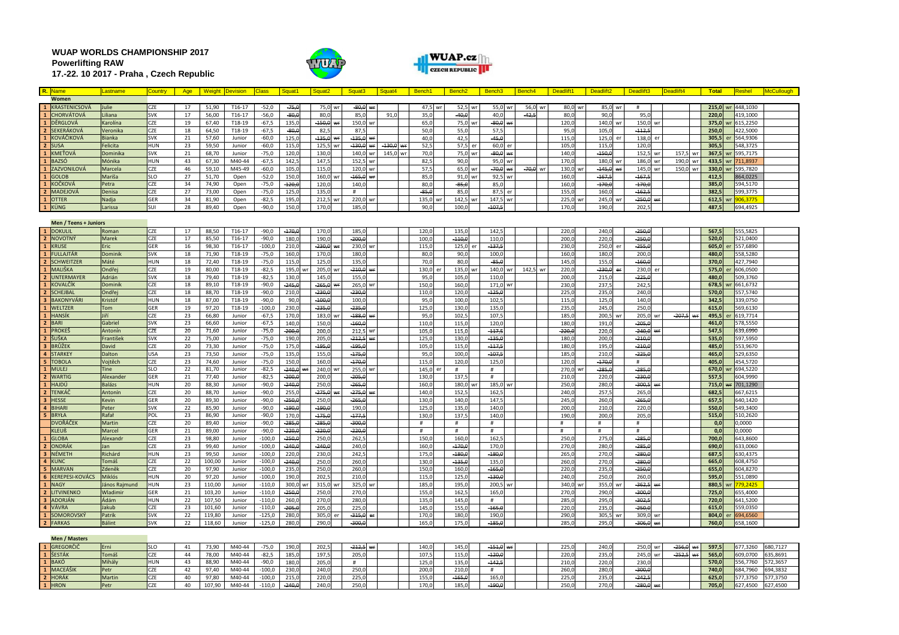# WUAP WORLDS CHAMPIONSHIP 2017

## Powerlifting RAW

**17.-22. 10 2017 - Praha , Czech Republic**

| R. | Name | Lastname | Country | Age | Weight | Devision | Class | Squat1 | Squat2 | Squat3 | Squat4 | Bench1 | Bench2 | Bench3 | Bench4 | Deadlift1 | Deadlift2 | Deadlift3 | Deadlift4 | Total | Reshel | McCullough |
|---|---|---|---|---|---|---|---|---|---|---|---|---|---|---|---|---|---|---|---|---|---|---|
| | **Women** | | | | | | | | | | | | | | | | | | | | | |
| 1 | KRASTENICSOVÁ | Julie | CZE | 17 | 51,90 | T16-17 | -52,0 | -75,0 | 75,0 wr | -80,0 wr | | 47,5 wr | 52,5 wr | 55,0 wr | 56,0 wr | 80,0 wr | 85,0 wr | # | | 215,0 wr | 448,1030 | |
| 1 | CHORVÁTOVÁ | Liliana | SVK | 17 | 56,00 | T16-17 | -56,0 | -80,0 | 80,0 | 85,0 | 91,0 | 35,0 | -40,0 | 40,0 | -42,5 | 80,0 | 90,0 | 95,0 | | 220,0 | 419,1000 | |
| 1 | DĚRGLOVÁ | Karolína | CZE | 19 | 67,40 | T18-19 | -67,5 | 135,0 | -150,0 wr | 150,0 wr | | 65,0 | 75,0 wr | -80,0 wr | | 120,0 | 140,0 wr | 150,0 wr | | 375,0 wr | 615,2250 | |
| 2 | SEKERÁKOVÁ | Veronika | CZE | 18 | 64,50 | T18-19 | -67,5 | -80,0 | 82,5 | 87,5 | | 50,0 | 55,0 | 57,5 | | 95,0 | 105,0 | -112,5 | | 250,0 | 422,5000 | |
| 1 | KOVÁČIKOVÁ | Bianka | SVK | 21 | 57,60 | Junior | -60,0 | 125,0 | -135,0 wr | -135,0 wr | | 40,0 | 42,5 | -45,0 | | 115,0 | 125,0 er | 138,0 er | | 305,5 er | 564,9306 | |
| 2 | SUSA | Felicita | HUN | 23 | 59,50 | Junior | -60,0 | 115,0 | 125,5 wr | -130,0 wr | -130,0 wr | 52,5 | 57,5 er | 60,0 er | | 105,0 | 115,0 | 120,0 | | 305,5 | 548,3725 | |
| 1 | KMEŤOVÁ | Dominika | SVK | 21 | 68,70 | Junior | -75,0 | 120,0 | 130,0 | 140,0 wr | 145,0 wr | 70,0 | 75,0 wr | -80,0 wr | | 140,0 | -150,0 | 152,5 wr | 157,5 wr | 367,5 wr | 595,7175 | |
| 1 | BAZSÓ | Mónika | HUN | 43 | 67,30 | M40-44 | -67,5 | 142,5 | 147,5 | 152,5 wr | | 82,5 | 90,0 | 95,0 wr | | 170,0 | 180,0 wr | 186,0 wr | 190,0 wr | 433,5 wr | 711,8937 | |
| 1 | ZAZVONILOVÁ | Marcela | CZE | 46 | 59,10 | M45-49 | -60,0 | 105,0 | 115,0 | 120,0 wr | | 57,5 | 65,0 wr | -70,0 wr | -70,0 wr | 130,0 wr | -145,0 wr | 145,0 wr | 150,0 wr | 330,0 wr | 595,7820 | |
| 1 | GOLOB | Mariša | SLO | 27 | 51,70 | Open | -52,0 | 150,0 | 160,0 wr | -165,0 wr | | 85,0 | 91,0 wr | 92,5 wr | | 160,0 | -167,5 | -167,5 | | 412,5 | 864,0225 | |
| 1 | KOČKOVÁ | Petra | CZE | 34 | 74,90 | Open | -75,0 | -120,0 | 120,0 | 140,0 | | 80,0 | -85,0 | 85,0 | | 160,0 | -170,0 | -170,0 | | 385,0 | 594,5170 | |
| 2 | MADEJOVÁ | Denisa | CZE | 27 | 73,00 | Open | -75,0 | 125,0 | 135,0 | # | | -85,0 | 85,0 | 87,5 er | | 155,0 | 160,0 | -162,5 | | 382,5 | 599,3775 | |
| 1 | OTTER | Nadja | GER | 34 | 81,90 | Open | -82,5 | 195,0 | 212,5 wr | 220,0 wr | | 135,0 wr | 142,5 wr | 147,5 wr | | 225,0 wr | 245,0 wr | -250,0 wr | | 612,5 wr | 906,3775 | |
| 1 | KÜNG | Larissa | SUI | 28 | 89,40 | Open | -90,0 | 150,0 | 170,0 | 185,0 | | 90,0 | 100,0 | -107,5 | | 170,0 | 190,0 | 202,5 | | 487,5 | 694,4925 | |
| | **Men / Teens + Juniors** | | | | | | | | | | | | | | | | | | | | | |
| 1 | DOKULIL | Roman | CZE | 17 | 88,50 | T16-17 | -90,0 | -170,0 | 170,0 | 185,0 | | 120,0 | 135,0 | 142,5 | | 220,0 | 240,0 | -250,0 | | 567,5 | 555,5825 | |
| 2 | NOVOTNÝ | Marek | CZE | 17 | 85,50 | T16-17 | -90,0 | 180,0 | 190,0 | -200,0 | | 100,0 | -110,0 | 110,0 | | 200,0 | 220,0 | -250,0 | | 520,0 | 521,0400 | |
| 1 | KRUSE | Eric | GER | 16 | 98,30 | T16-17 | -100,0 | 210,0 | -230,0 wr | 230,0 wr | | 115,0 | 125,0 er | -137,5 | | 230,0 | 250,0 er | -255,0 | | 605,0 er | 557,6890 | |
| 1 | FULLAJTÁR | Dominik | SVK | 18 | 71,90 | T18-19 | -75,0 | 160,0 | 170,0 | 180,0 | | 80,0 | 90,0 | 100,0 | | 160,0 | 180,0 | 200,0 | | 480,0 | 558,5280 | |
| 2 | SCHWEITZER | Máté | HUN | 18 | 72,40 | T18-19 | -75,0 | 115,0 | 125,0 | 135,0 | | 70,0 | 80,0 | -85,0 | | 145,0 | 155,0 | -160,0 | | 370,0 | 427,7940 | |
| 1 | MALIŠKA | Ondřej | CZE | 19 | 80,00 | T18-19 | -82,5 | 195,0 wr | 205,0 wr | -210,0 wr | | 130,0 er | 135,0 wr | 140,0 wr | 142,5 wr | 220,0 | -230,0 er | 230,0 er | | 575,0 er | 606,0500 | |
| 2 | UNTERMAYER | Adrián | SVK | 18 | 79,40 | T18-19 | -82,5 | 130,0 | 145,0 | 155,0 | | 95,0 | 105,0 | 110,0 | | 200,0 | 215,0 | -225,0 | | 480,0 | 509,3760 | |
| 1 | KOVALČÍK | Dominik | CZE | 18 | 89,10 | T18-19 | -90,0 | -245,0 | -265,0 wr | 265,0 wr | | 150,0 | 160,0 | 171,0 wr | | 230,0 | 237,5 | 242,5 | | 678,5 wr | 661,6732 | |
| 2 | SCHEJBAL | Ondřej | CZE | 18 | 88,70 | T18-19 | -90,0 | 210,0 | -230,0 | -230,0 | | 110,0 | 120,0 | -125,0 | | 225,0 | 235,0 | 240,0 | | 570,0 | 557,5740 | |
| 3 | BAKONYVÁRI | Kristóf | HUN | 18 | 87,00 | T18-19 | -90,0 | 90,0 | -100,0 | 100,0 | | 95,0 | 100,0 | 102,5 | | 115,0 | 125,0 | 140,0 | | 342,5 | 339,0750 | |
| 1 | WELTZER | Tom | GER | 19 | 97,20 | T18-19 | -100,0 | 230,0 | -235,0 | -235,0 | | 125,0 | 130,0 | 135,0 | | 235,0 | 245,0 | 250,0 | | 615,0 | 569,6130 | |
| 1 | HANSÍK | Jiří | CZE | 23 | 66,80 | Junior | -67,5 | 170,0 | 183,0 wr | -188,0 wr | | 95,0 | 102,5 | 107,5 | | 185,0 | 200,5 wr | 205,0 wr | -207,5 wr | 495,5 er | 619,7714 | |
| 2 | BARI | Gabriel | SVK | 23 | 66,60 | Junior | -67,5 | 140,0 | 150,0 | -160,0 | | 110,0 | 115,0 | 120,0 | | 180,0 | 191,0 | -205,0 | | 461,0 | 578,5550 | |
| 1 | PROKEŠ | Antonín | CZE | 20 | 71,60 | Junior | -75,0 | -200,0 | 200,0 | 212,5 wr | | 105,0 | 115,0 | -117,5 | | -220,0 | 220,0 | -240,0 wr | | 547,5 | 639,6990 | |
| 2 | ŠUŠKA | František | SVK | 22 | 75,00 | Junior | -75,0 | 190,0 | 205,0 | -212,5 wr | | 125,0 | 130,0 | -135,0 | | 180,0 | 200,0 | -210,0 | | 535,0 | 597,5950 | |
| 3 | BRŮŽEK | David | CZE | 20 | 73,30 | Junior | -75,0 | 175,0 | -195,0 | -195,0 | | 105,0 | 115,0 | -117,5 | | 180,0 | 195,0 | -210,0 | | 485,0 | 553,9670 | |
| 4 | STARKEY | Dalton | USA | 23 | 73,50 | Junior | -75,0 | 135,0 | 155,0 | -175,0 | | 95,0 | 100,0 | -107,5 | | 185,0 | 210,0 | -225,0 | | 465,0 | 529,6350 | |
| 5 | TOBOLA | Vojtěch | CZE | 23 | 74,60 | Junior | -75,0 | 150,0 | 160,0 | -170,0 | | 115,0 | 120,0 | 125,0 | | 120,0 | -170,0 | # | | 405,0 | 454,5720 | |
| 1 | MULEJ | Tine | SLO | 22 | 81,70 | Junior | -82,5 | -240,0 wr | 240,0 wr | 255,0 wr | | 145,0 er | # | # | | 270,0 wr | -285,0 | -285,0 | | 670,0 wr | 694,5220 | |
| 2 | WARTIG | Alexander | GER | 21 | 77,40 | Junior | -82,5 | -200,0 | 200,0 | -205,0 | | 130,0 | 137,5 | # | | 210,0 | 220,0 | -230,0 | | 557,5 | 604,9990 | |
| 1 | HAJDÚ | Balázs | HUN | 20 | 88,30 | Junior | -90,0 | -240,0 | 250,0 | -265,0 | | 160,0 | 180,0 wr | 185,0 wr | | 250,0 | 280,0 | -300,5 wr | | 715,0 wr | 701,1290 | |
| 2 | TENKÁČ | Antonín | CZE | 20 | 88,70 | Junior | -90,0 | 255,0 | -275,0 wr | -275,0 wr | | 140,0 | 152,5 | 162,5 | | 240,0 | 257,5 | 265,0 | | 682,5 | 667,6215 | |
| 3 | HESSE | Kevin | GER | 20 | 89,30 | Junior | -90,0 | -250,0 | 250,0 | -265,0 | | 130,0 | 140,0 | 147,5 | | 245,0 | 260,0 | -265,0 | | 657,5 | 640,1420 | |
| 4 | BIHARI | Peter | SVK | 22 | 85,90 | Junior | -90,0 | -190,0 | -190,0 | 190,0 | | 125,0 | 135,0 | 140,0 | | 200,0 | 210,0 | 220,0 | | 550,0 | 549,3400 | |
| 5 | BRYŁA | Rafał | POL | 23 | 86,90 | Junior | -90,0 | 170,0 | -175,0 | -177,5 | | 130,0 | 137,5 | 140,0 | | 190,0 | 200,0 | 205,0 | | 515,0 | 510,2620 | |
| | DVOŘÁČEK | Martin | CZE | 20 | 89,40 | Junior | -90,0 | -285,0 | -285,0 | -300,0 | | # | # | # | | # | # | # | | 0,0 | 0,0000 | |
| | KLEUß | Marcel | GER | 21 | 89,00 | Junior | -90,0 | -220,0 | -220,0 | -220,0 | | # | # | # | | # | # | # | | 0,0 | 0,0000 | |
| 1 | GLOBA | Alexandr | CZE | 23 | 98,80 | Junior | -100,0 | -250,0 | 250,0 | 262,5 | | 150,0 | 160,0 | 162,5 | | 250,0 | 275,0 | -285,0 | | 700,0 | 643,8600 | |
| 2 | ONDRÁK | Jan | CZE | 23 | 99,40 | Junior | -100,0 | -240,0 | -240,0 | 240,0 | | 160,0 | -170,0 | 170,0 | | 270,0 | 280,0 | -285,0 | | 690,0 | 633,0060 | |
| 3 | NÉMETH | Richárd | HUN | 23 | 99,50 | Junior | -100,0 | 220,0 | 230,0 | 242,5 | | 175,0 | -180,0 | -180,0 | | 265,0 | 270,0 | -280,0 | | 687,5 | 630,4375 | |
| 4 | KUNC | Tomáš | CZE | 22 | 100,00 | Junior | -100,0 | -240,0 | 250,0 | 260,0 | | 130,0 | -135,0 | 135,0 | | 260,0 | 270,0 | -280,0 | | 665,0 | 608,4750 | |
| 5 | MAREK | Zdeněk | CZE | 20 | 97,90 | Junior | -100,0 | 235,0 | 250,0 | 260,0 | | 150,0 | 160,0 | -165,0 | | 220,0 | 235,0 | -250,0 | | 655,0 | 604,8270 | |
| 6 | KEREPESI-KOVÁCS | Miklós | HUN | 20 | 97,20 | Junior | -100,0 | 190,0 | 202,5 | 210,0 | | 115,0 | 125,0 | -130,0 | | 240,0 | 250,0 | 260,0 | | 595,0 | 551,0890 | |
| 1 | NAGY | János Rajmund | HUN | 23 | 110,00 | Junior | -110,0 | 300,0 wr | 315,0 wr | 325,0 wr | | 185,0 | 195,0 | 200,5 wr | | 340,0 wr | 355,0 wr | -362,5 wr | | 880,5 wr | 779,2425 | |
| 2 | LITVINENKO | Wladimir | GER | 21 | 103,20 | Junior | -110,0 | -250,0 | 250,0 | 270,0 | | 155,0 | 162,5 | 165,0 | | 270,0 | 290,0 | -300,0 | | 725,0 | 655,4000 | |
| 3 | ADORJÁN | Ádám | HUN | 22 | 107,50 | Junior | -110,0 | 260,0 | 270,0 | 280,0 | | 135,0 | 145,0 | # | | 285,0 | 295,0 | -302,5 | | 720,0 | 641,5200 | |
| 4 | VÁVRA | Jakub | CZE | 23 | 101,60 | Junior | -110,0 | -205,0 | 205,0 | 225,0 | | 145,0 | 155,0 | -165,0 | | 220,0 | 235,0 | -250,0 | | 615,0 | 559,0350 | |
| 1 | SOMOROVSKÝ | Patrik | SVK | 22 | 119,80 | Junior | -125,0 | 280,0 | 305,0 er | -315,0 er | | 170,0 | 180,0 | 190,0 | | 290,0 | 305,5 wr | 309,0 wr | | 804,0 er | 694,6560 | |
| 2 | FARKAS | Bálint | SVK | 22 | 118,60 | Junior | -125,0 | 280,0 | 290,0 | -300,0 | | 165,0 | 175,0 | -185,0 | | 285,0 | 295,0 | -306,0 wr | | 760,0 | 658,1600 | |
| | **Men / Masters** | | | | | | | | | | | | | | | | | | | | | |
| 1 | GREGORČIČ | Erni | SLO | 41 | 73,90 | M40-44 | -75,0 | 190,0 | 202,5 | -212,5 wr | | 140,0 | 145,0 | -151,0 wr | | 225,0 | 240,0 | 250,0 wr | -256,0 wr | 597,5 | 677,3260 | 680,7127 |
| 1 | ŠESTÁK | Tomáš | CZE | 44 | 78,00 | M40-44 | -82,5 | 185,0 | 197,5 | 205,0 | | 107,5 | 115,0 | -120,0 | | 220,0 | 235,0 | 245,0 wr | -252,5 wr | 565,0 | 609,0700 | 635,8691 |
| 1 | BAKÓ | Mihály | HUN | 43 | 88,90 | M40-44 | -90,0 | 180,0 | 205,0 | # | | 125,0 | 135,0 | -142,5 | | 210,0 | 220,0 | 230,0 | | 570,0 | 556,7760 | 572,3657 |
| 1 | MACEÁŠIK | Petr | CZE | 42 | 97,40 | M40-44 | -100,0 | 230,0 | 240,0 | 250,0 | | 200,0 | 210,0 | # | | 260,0 | 280,0 | -300,0 | | 740,0 | 684,7960 | 694,3832 |
| 2 | HORÁK | Martin | CZE | 40 | 97,80 | M40-44 | -100,0 | 215,0 | 220,0 | 225,0 | | 155,0 | -165,0 | 165,0 | | 225,0 | 235,0 | -242,5 | | 625,0 | 577,3750 | 577,3750 |
| 1 | HRON | Petr | CZE | 40 | 107,90 | M40-44 | -110,0 | -240,0 | 240,0 | 250,0 | | 170,0 | 185,0 | -190,0 | | 250,0 | 270,0 | -280,0 wr | | 705,0 | 627,4500 | 627,4500 |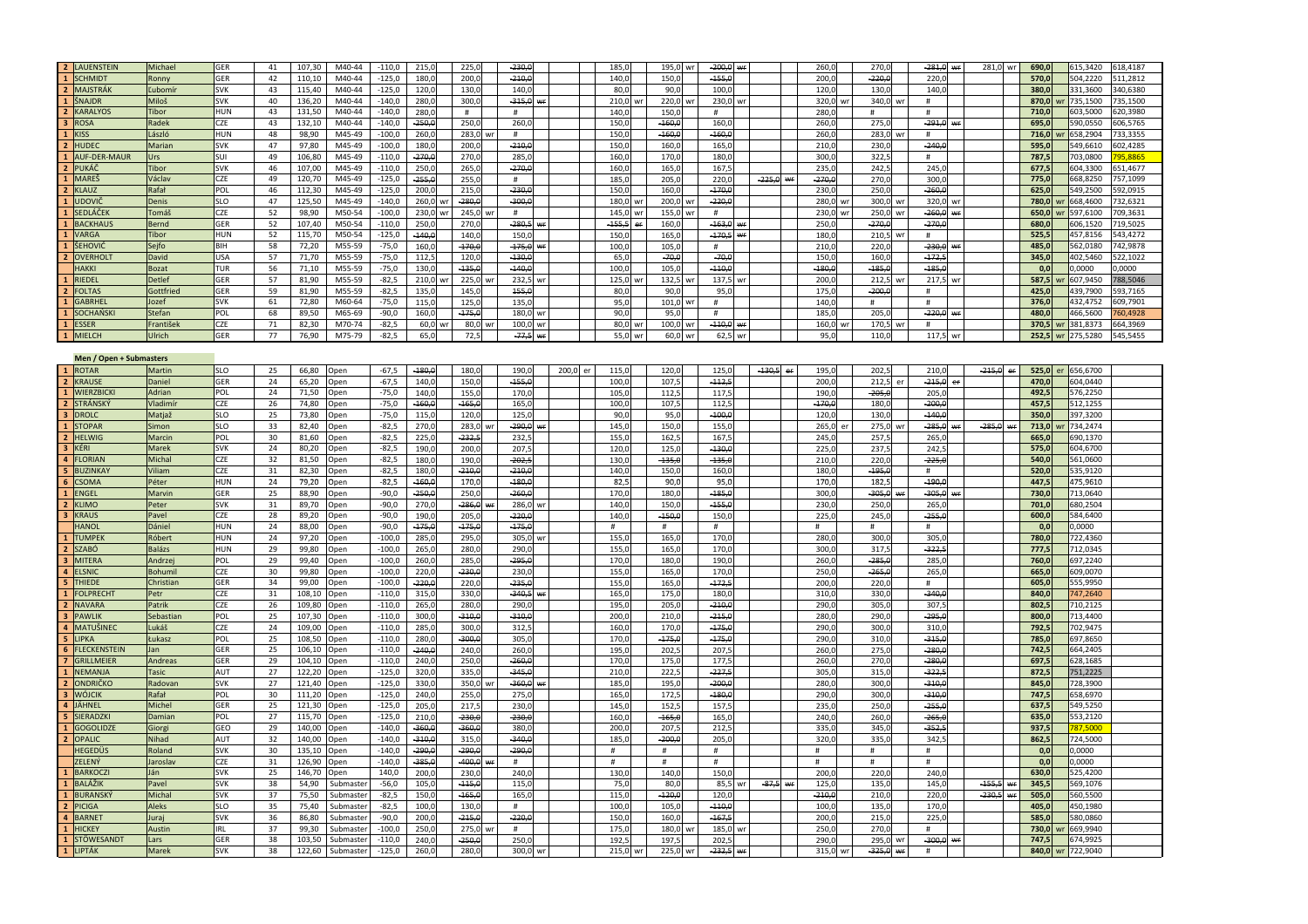| | | | | | | | | | | | | | | | | | | | | | | |
|---|---|---|---|---|---|---|---|---|---|---|---|---|---|---|---|---|---|---|---|---|---|---|
| 2 | LAUENSTEIN | Michael | GER | 41 | 107,30 | M40-44 | -110,0 | 215,0 | 225,0 | ~~230,0~~ | | 185,0 | 195,0 wr | ~~200,0~~ wr | | 260,0 | 270,0 | ~~281,0~~ wr | 281,0 wr | 690,0 | 615,3420 | 618,4187 |
| 1 | SCHMIDT | Ronny | GER | 42 | 110,10 | M40-44 | -110,0 | 180,0 | 200,0 | ~~210,0~~ | | 140,0 | 150,0 | ~~155,0~~ | | 200,0 | ~~220,0~~ | 220,0 | | 570,0 | 504,2220 | 511,2812 |
| 2 | MAJSTRÁK | Ľubomír | SVK | 43 | 115,40 | M40-44 | -125,0 | 120,0 | 130,0 | 140,0 | | 80,0 | 90,0 | 100,0 | | 120,0 | 130,0 | 140,0 | | 380,0 | 331,3600 | 340,6380 |
| 1 | ŠNAJDR | Miloš | SVK | 40 | 136,20 | M40-44 | -140,0 | 280,0 | 300,0 | ~~315,0~~ wr | | 210,0 wr | 220,0 wr | 230,0 wr | | 320,0 wr | 340,0 wr | # | | 870,0 wr | 735,1500 | 735,1500 |
| 2 | KARALYOS | Tibor | HUN | 43 | 131,50 | M40-44 | -140,0 | 280,0 | # | # | | 140,0 | 150,0 | # | | 280,0 | # | # | | 710,0 | 603,5000 | 620,3980 |
| 3 | ROSA | Radek | CZE | 43 | 132,10 | M40-44 | -140,0 | ~~250,0~~ | 250,0 | 260,0 | | 150,0 | ~~160,0~~ | 160,0 | | 260,0 | 275,0 | ~~291,0~~ wr | | 695,0 | 590,0550 | 606,5765 |
| 1 | KISS | László | HUN | 48 | 98,90 | M45-49 | -100,0 | 260,0 | 283,0 wr | # | | 150,0 | ~~160,0~~ | ~~160,0~~ | | 260,0 | 283,0 wr | # | | 716,0 wr | 658,2904 | 733,3355 |
| 2 | HUDEC | Marian | SVK | 47 | 97,80 | M45-49 | -100,0 | 180,0 | 200,0 | ~~210,0~~ | | 150,0 | 160,0 | 165,0 | | 210,0 | 230,0 | ~~240,0~~ | | 595,0 | 549,6610 | 602,4285 |
| 1 | AUF-DER-MAUR | Urs | SUI | 49 | 106,80 | M45-49 | -110,0 | ~~270,0~~ | 270,0 | 285,0 | | 160,0 | 170,0 | 180,0 | | 300,0 | 322,5 | # | | 787,5 | 703,0800 | 795,8865 |
| 2 | PUKÁČ | Tibor | SVK | 46 | 107,00 | M45-49 | -110,0 | 250,0 | 265,0 | ~~270,0~~ | | 160,0 | 165,0 | 167,5 | | 235,0 | 242,5 | 245,0 | | 677,5 | 604,3300 | 651,4677 |
| 1 | MAREŠ | Václav | CZE | 49 | 120,70 | M45-49 | -125,0 | ~~255,0~~ | 255,0 | # | | 185,0 | 205,0 | 220,0 | ~~225,0~~ wr | ~~270,0~~ | 270,0 | 300,0 | | 775,0 | 668,8250 | 757,1099 |
| 2 | KLAUZ | Rafał | POL | 46 | 112,30 | M45-49 | -125,0 | 200,0 | 215,0 | ~~230,0~~ | | 150,0 | 160,0 | ~~170,0~~ | | 230,0 | 250,0 | ~~260,0~~ | | 625,0 | 549,2500 | 592,0915 |
| 1 | UDOVIČ | Denis | SLO | 47 | 125,50 | M45-49 | -125,0 | 260,0 wr | ~~280,0~~ | ~~300,0~~ | | 180,0 wr | 200,0 wr | ~~220,0~~ | | 280,0 wr | 300,0 wr | 320,0 wr | | 780,0 wr | 668,4600 | 732,6321 |
| 1 | SEDLÁČEK | Tomáš | CZE | 52 | 98,90 | M50-54 | -100,0 | 230,0 wr | 245,0 wr | # | | 145,0 wr | 155,0 wr | # | | 230,0 wr | 250,0 wr | ~~260,0~~ wr | | 650,0 wr | 597,6100 | 709,3631 |
| 1 | BACKHAUS | Bernd | GER | 52 | 107,40 | M50-54 | -110,0 | 250,0 | 270,0 | ~~280,5~~ wr | | ~~155,5~~ er | 160,0 | ~~163,0~~ wr | | 250,0 | ~~270,0~~ | ~~270,0~~ | | 680,0 | 606,1520 | 719,5025 |
| 1 | VARGA | Tibor | HUN | 52 | 115,70 | M50-54 | -125,0 | ~~140,0~~ | 140,0 | 150,0 | | 150,0 | 165,0 | ~~170,5~~ wr | | 180,0 | 210,5 wr | # | | 525,5 | 457,8156 | 543,4272 |
| 1 | ŠEHOVIĆ | Sejfo | BIH | 58 | 72,20 | M55-59 | -75,0 | 160,0 | ~~170,0~~ | ~~175,0~~ wr | | 100,0 | 105,0 | # | | 210,0 | 220,0 | ~~230,0~~ wr | | 485,0 | 562,0180 | 742,9878 |
| 2 | OVERHOLT | David | USA | 57 | 71,70 | M55-59 | -75,0 | 112,5 | 120,0 | ~~130,0~~ | | 65,0 | ~~70,0~~ | ~~70,0~~ | | 150,0 | 160,0 | ~~172,5~~ | | 345,0 | 402,5460 | 522,1022 |
| | HAKKI | Bozat | TUR | 56 | 71,10 | M55-59 | -75,0 | 130,0 | ~~135,0~~ | ~~140,0~~ | | 100,0 | 105,0 | ~~110,0~~ | | ~~180,0~~ | ~~185,0~~ | ~~185,0~~ | | 0,0 | 0,0000 | 0,0000 |
| 1 | RIEDEL | Detlef | GER | 57 | 81,90 | M55-59 | -82,5 | 210,0 wr | 225,0 wr | 232,5 wr | | 125,0 wr | 132,5 wr | 137,5 wr | | 200,0 | 212,5 wr | 217,5 wr | | 587,5 wr | 607,9450 | 788,5046 |
| 2 | FOLTAS | Gottfried | GER | 59 | 81,90 | M55-59 | -82,5 | 135,0 | 145,0 | ~~155,0~~ | | 80,0 | 90,0 | 95,0 | | 175,0 | ~~200,0~~ | # | | 425,0 | 439,7900 | 593,7165 |
| 1 | GABRHEL | Jozef | SVK | 61 | 72,80 | M60-64 | -75,0 | 115,0 | 125,0 | 135,0 | | 95,0 | 101,0 wr | # | | 140,0 | # | # | | 376,0 | 432,4752 | 609,7901 |
| 1 | SOCHAŃSKI | Stefan | POL | 68 | 89,50 | M65-69 | -90,0 | 160,0 | ~~175,0~~ | 180,0 wr | | 90,0 | 95,0 | # | | 185,0 | 205,0 | ~~220,0~~ wr | | 480,0 | 466,5600 | 760,4928 |
| 1 | ESSER | František | CZE | 71 | 82,30 | M70-74 | -82,5 | 60,0 wr | 80,0 wr | 100,0 wr | | 80,0 wr | 100,0 wr | ~~110,0~~ wr | | 160,0 wr | 170,5 wr | # | | 370,5 wr | 381,8373 | 664,3969 |
| 1 | MIELCH | Ulrich | GER | 77 | 76,90 | M75-79 | -82,5 | 65,0 | 72,5 | ~~77,5~~ wr | | 55,0 wr | 60,0 wr | 62,5 wr | | 95,0 | 110,0 | 117,5 wr | | 252,5 wr | 275,5280 | 545,5455 |

**Men / Open + Submasters**

| | | | | | | | | | | | | | | | | | | | | | |
|---|---|---|---|---|---|---|---|---|---|---|---|---|---|---|---|---|---|---|---|---|---|
| 1 | ROTAR | Martin | SLO | 25 | 66,80 | Open | -67,5 | ~~180,0~~ | 180,0 | 190,0 | 200,0 er | 115,0 | 120,0 | 125,0 | ~~130,5~~ er | 195,0 | 202,5 | 210,0 | ~~215,0~~ er | 525,0 er | 656,6700 |
| 2 | KRAUSE | Daniel | GER | 24 | 65,20 | Open | -67,5 | 140,0 | 150,0 | ~~155,0~~ | | 100,0 | 107,5 | ~~112,5~~ | | 200,0 | 212,5 er | ~~215,0~~ er | | 470,0 | 604,0440 |
| 1 | WIERZBICKI | Adrian | POL | 24 | 71,50 | Open | -75,0 | 140,0 | 155,0 | 170,0 | | 105,0 | 112,5 | 117,5 | | 190,0 | ~~205,0~~ | 205,0 | | 492,5 | 576,2250 |
| 2 | STRÁNSKÝ | Vladimír | CZE | 26 | 74,80 | Open | -75,0 | ~~160,0~~ | ~~165,0~~ | 165,0 | | 100,0 | 107,5 | 112,5 | | ~~170,0~~ | 180,0 | ~~200,0~~ | | 457,5 | 512,1255 |
| 3 | DROLC | Matjaž | SLO | 25 | 73,80 | Open | -75,0 | 115,0 | 120,0 | 125,0 | | 90,0 | 95,0 | ~~100,0~~ | | 120,0 | 130,0 | ~~140,0~~ | | 350,0 | 397,3200 |
| 1 | STOPAR | Simon | SLO | 33 | 82,40 | Open | -82,5 | 270,0 | 283,0 wr | ~~290,0~~ wr | | 145,0 | 150,0 | 155,0 | | 265,0 er | 275,0 wr | ~~285,0~~ wr | ~~285,0~~ wr | 713,0 wr | 734,2474 |
| 2 | HELWIG | Marcin | POL | 30 | 81,60 | Open | -82,5 | 225,0 | ~~232,5~~ | 232,5 | | 155,0 | 162,5 | 167,5 | | 245,0 | 257,5 | 265,0 | | 665,0 | 690,1370 |
| 3 | KÉRI | Marek | SVK | 24 | 80,20 | Open | -82,5 | 190,0 | 200,0 | 207,5 | | 120,0 | 125,0 | ~~130,0~~ | | 225,0 | 237,5 | 242,5 | | 575,0 | 604,6700 |
| 4 | FLORIAN | Michal | CZE | 32 | 81,50 | Open | -82,5 | 180,0 | 190,0 | ~~202,5~~ | | 130,0 | ~~135,0~~ | ~~135,0~~ | | 210,0 | 220,0 | ~~225,0~~ | | 540,0 | 561,0600 |
| 5 | BUZINKAY | Viliam | CZE | 31 | 82,30 | Open | -82,5 | 180,0 | ~~210,0~~ | ~~210,0~~ | | 140,0 | 150,0 | 160,0 | | 180,0 | ~~195,0~~ | # | | 520,0 | 535,9120 |
| 6 | CSOMA | Péter | HUN | 24 | 79,20 | Open | -82,5 | ~~160,0~~ | 170,0 | ~~180,0~~ | | 82,5 | 90,0 | 95,0 | | 170,0 | 182,5 | ~~190,0~~ | | 447,5 | 475,9610 |
| 1 | ENGEL | Marvin | GER | 25 | 88,90 | Open | -90,0 | ~~250,0~~ | 250,0 | ~~260,0~~ | | 170,0 | 180,0 | ~~185,0~~ | | 300,0 | ~~305,0~~ wr | ~~305,0~~ wr | | 730,0 | 713,0640 |
| 2 | KLIMO | Peter | SVK | 31 | 89,70 | Open | -90,0 | 270,0 | ~~286,0~~ wr | 286,0 wr | | 140,0 | 150,0 | ~~155,0~~ | | 230,0 | 250,0 | 265,0 | | 701,0 | 680,2504 |
| 3 | KRAUS | Pavel | CZE | 28 | 89,20 | Open | -90,0 | 190,0 | 205,0 | ~~220,0~~ | | 140,0 | ~~150,0~~ | 150,0 | | 225,0 | 245,0 | ~~255,0~~ | | 600,0 | 584,6400 |
| | HANOL | Dániel | HUN | 24 | 88,00 | Open | -90,0 | ~~175,0~~ | ~~175,0~~ | ~~175,0~~ | | # | # | # | | # | # | # | | 0,0 | 0,0000 |
| 1 | TUMPEK | Róbert | HUN | 24 | 97,20 | Open | -100,0 | 285,0 | 295,0 | 305,0 wr | | 155,0 | 165,0 | 170,0 | | 280,0 | 300,0 | 305,0 | | 780,0 | 722,4360 |
| 2 | SZABÓ | Balázs | HUN | 29 | 99,80 | Open | -100,0 | 265,0 | 280,0 | 290,0 | | 155,0 | 165,0 | 170,0 | | 300,0 | 317,5 | ~~322,5~~ | | 777,5 | 712,0345 |
| 3 | MITERA | Andrzej | POL | 29 | 99,40 | Open | -100,0 | 260,0 | 285,0 | ~~295,0~~ | | 170,0 | 180,0 | 190,0 | | 260,0 | 285,0 | 285,0 | | 760,0 | 697,2240 |
| 4 | ELSNIC | Bohumil | CZE | 30 | 99,80 | Open | -100,0 | 220,0 | ~~230,0~~ | 230,0 | | 155,0 | 165,0 | 170,0 | | 250,0 | ~~265,0~~ | 265,0 | | 665,0 | 609,0070 |
| 5 | THIEDE | Christian | GER | 34 | 99,00 | Open | -100,0 | ~~220,0~~ | 220,0 | ~~235,0~~ | | 155,0 | 165,0 | ~~172,5~~ | | 200,0 | 220,0 | # | | 605,0 | 555,9950 |
| 1 | FOLPRECHT | Petr | CZE | 31 | 108,10 | Open | -110,0 | 315,0 | 330,0 | ~~340,5~~ wr | | 165,0 | 175,0 | 180,0 | | 310,0 | 330,0 | ~~340,0~~ | | 840,0 | 747,2640 |
| 2 | NAVARA | Patrik | CZE | 26 | 109,80 | Open | -110,0 | 265,0 | 280,0 | 290,0 | | 195,0 | 205,0 | ~~210,0~~ | | 290,0 | 305,0 | 307,5 | | 802,5 | 710,2125 |
| 3 | PAWLIK | Sebastian | POL | 25 | 107,30 | Open | -110,0 | 300,0 | ~~310,0~~ | ~~310,0~~ | | 200,0 | 210,0 | ~~215,0~~ | | 280,0 | 290,0 | ~~295,0~~ | | 800,0 | 713,4400 |
| 4 | MATUŠINEC | Lukáš | CZE | 24 | 109,00 | Open | -110,0 | 285,0 | 300,0 | 312,5 | | 160,0 | 170,0 | ~~175,0~~ | | 290,0 | 300,0 | 310,0 | | 792,5 | 702,9475 |
| 5 | LIPKA | Łukasz | POL | 25 | 108,50 | Open | -110,0 | 280,0 | ~~300,0~~ | 305,0 | | 170,0 | ~~175,0~~ | ~~175,0~~ | | 290,0 | 310,0 | ~~315,0~~ | | 785,0 | 697,8650 |
| 6 | FLECKENSTEIN | Jan | GER | 25 | 106,10 | Open | -110,0 | ~~240,0~~ | 240,0 | 260,0 | | 195,0 | 202,5 | 207,5 | | 260,0 | 275,0 | ~~280,0~~ | | 742,5 | 664,2405 |
| 7 | GRILLMEIER | Andreas | GER | 29 | 104,10 | Open | -110,0 | 240,0 | 250,0 | ~~260,0~~ | | 170,0 | 175,0 | 177,5 | | 260,0 | 270,0 | ~~280,0~~ | | 697,5 | 628,1685 |
| 1 | NEMANJA | Tasic | AUT | 27 | 122,20 | Open | -125,0 | 320,0 | 335,0 | ~~345,0~~ | | 210,0 | 222,5 | ~~227,5~~ | | 305,0 | 315,0 | ~~322,5~~ | | 872,5 | 751,2225 |
| 2 | ONDRIČKO | Radovan | SVK | 27 | 121,40 | Open | -125,0 | 330,0 | 350,0 wr | ~~360,0~~ wr | | 185,0 | 195,0 | ~~200,0~~ | | 280,0 | 300,0 | ~~310,0~~ | | 845,0 | 728,3900 |
| 3 | WÓJCIK | Rafał | POL | 30 | 111,20 | Open | -125,0 | 240,0 | 255,0 | 275,0 | | 165,0 | 172,5 | ~~180,0~~ | | 290,0 | 300,0 | ~~310,0~~ | | 747,5 | 658,6970 |
| 4 | JÄHNEL | Michel | GER | 25 | 121,30 | Open | -125,0 | 205,0 | 217,5 | 230,0 | | 145,0 | 152,5 | 157,5 | | 235,0 | 250,0 | ~~255,0~~ | | 637,5 | 549,5250 |
| 5 | SIERADZKI | Damian | POL | 27 | 115,70 | Open | -125,0 | 210,0 | ~~230,0~~ | ~~230,0~~ | | 160,0 | ~~165,0~~ | 165,0 | | 240,0 | 260,0 | ~~265,0~~ | | 635,0 | 553,2120 |
| 1 | GOGOLIDZE | Giorgi | GEO | 29 | 140,00 | Open | -140,0 | ~~360,0~~ | ~~360,0~~ | 380,0 | | 200,0 | 207,5 | 212,5 | | 335,0 | 345,0 | ~~352,5~~ | | 937,5 | 787,5000 |
| 2 | OPALIC | Nihad | AUT | 32 | 140,00 | Open | -140,0 | ~~310,0~~ | 315,0 | ~~340,0~~ | | 185,0 | ~~200,0~~ | 205,0 | | 320,0 | 335,0 | 342,5 | | 862,5 | 724,5000 |
| | HEGEDÜS | Roland | SVK | 30 | 135,10 | Open | -140,0 | ~~290,0~~ | ~~290,0~~ | ~~290,0~~ | | # | # | # | | # | # | # | | 0,0 | 0,0000 |
| | ZELENÝ | Jaroslav | CZE | 31 | 126,90 | Open | -140,0 | ~~385,0~~ | ~~400,0~~ wr | # | | # | # | # | | # | # | # | | 0,0 | 0,0000 |
| 1 | BARKOCZI | Ján | SVK | 25 | 146,70 | Open | 140,0 | 200,0 | 230,0 | 240,0 | | 130,0 | 140,0 | 150,0 | | 200,0 | 220,0 | 240,0 | | 630,0 | 525,4200 |
| 1 | BALÁŽIK | Pavel | SVK | 38 | 54,90 | Submaster | -56,0 | 105,0 | ~~115,0~~ | 115,0 | | 75,0 | 80,0 | 85,5 wr | ~~87,5~~ wr | 125,0 | 135,0 | 145,0 | ~~155,5~~ wr | 345,5 | 569,1076 |
| 1 | BURANSKÝ | Michal | SVK | 37 | 75,50 | Submaster | -82,5 | 150,0 | ~~165,0~~ | 165,0 | | 115,0 | ~~120,0~~ | 120,0 | | ~~210,0~~ | 210,0 | 220,0 | ~~230,5~~ wr | 505,0 | 560,5500 |
| 2 | PICIGA | Aleks | SLO | 35 | 75,40 | Submaster | -82,5 | 100,0 | 130,0 | # | | 100,0 | 105,0 | ~~110,0~~ | | 100,0 | 135,0 | 170,0 | | 405,0 | 450,1980 |
| 4 | BARNET | Juraj | SVK | 36 | 86,80 | Submaster | -90,0 | 200,0 | ~~215,0~~ | ~~220,0~~ | | 150,0 | 160,0 | ~~167,5~~ | | 200,0 | 215,0 | 225,0 | | 585,0 | 580,0860 |
| 1 | HICKEY | Austin | IRL | 37 | 99,30 | Submaster | -100,0 | 250,0 | 275,0 wr | # | | 175,0 | 180,0 wr | 185,0 wr | | 250,0 | 270,0 | # | | 730,0 wr | 669,9940 |
| 1 | STÖWESANDT | Lars | GER | 38 | 103,50 | Submaster | -110,0 | 240,0 | ~~250,0~~ | 250,0 | | 192,5 | 197,5 | 202,5 | | 290,0 | 295,0 wr | ~~300,0~~ wr | | 747,5 | 674,9925 |
| 1 | LIPTÁK | Marek | SVK | 38 | 122,60 | Submaster | -125,0 | 260,0 | 280,0 | 300,0 wr | | 215,0 wr | 225,0 wr | ~~232,5~~ wr | | 315,0 wr | ~~325,0~~ wr | # | | 840,0 wr | 722,9040 |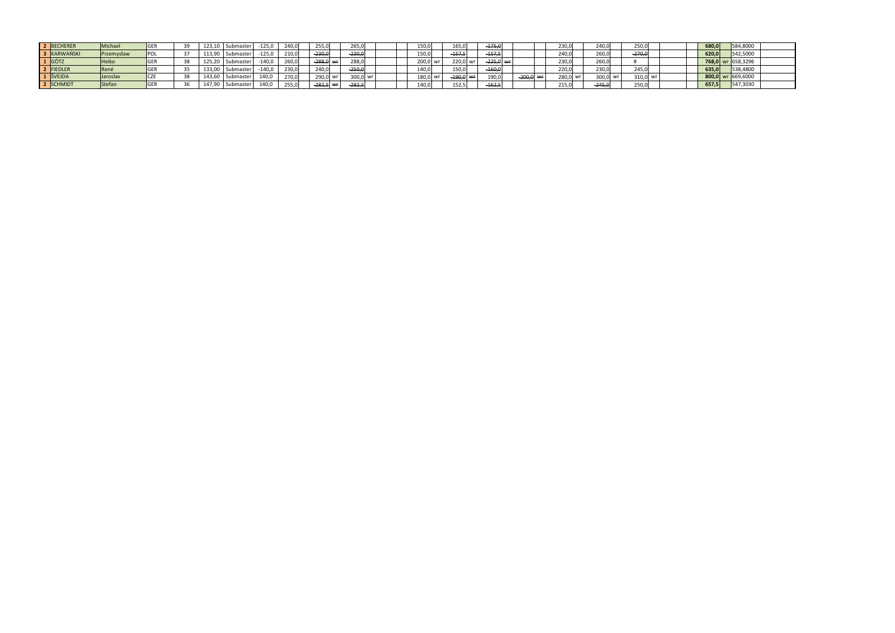| | | | | | | | | | | | | | | | | | | | | | |
|---|---|---|---|---|---|---|---|---|---|---|---|---|---|---|---|---|---|---|---|---|---|---|
| 2 | BECHERER | Michael | GER | 39 | 123,10 | Submaster | -125,0 | 240,0 | 255,0 | 265,0 | | 150,0 | 165,0 | ~~175,0~~ | | 230,0 | 240,0 | 250,0 | | **680,0** | 584,8000 | |
| 3 | KARWAŃSKI | Przemysław | POL | 37 | 113,90 | Submaster | -125,0 | 210,0 | ~~230,0~~ | ~~230,0~~ | | 150,0 | ~~157,5~~ | ~~157,5~~ | | 240,0 | 260,0 | ~~270,0~~ | | **620,0** | 542,5000 | |
| 1 | GÖTZ | Heiko | GER | 38 | 125,20 | Submaster | -140,0 | 260,0 | ~~288,0 wr~~ | 288,0 | | 200,0 wr | 220,0 wr | ~~225,0 wr~~ | | 230,0 | 260,0 | # | | **768,0** wr | 658,3296 | |
| 2 | FIEDLER | René | GER | 35 | 133,00 | Submaster | -140,0 | 230,0 | 240,0 | ~~250,0~~ | | 140,0 | 150,0 | ~~160,0~~ | | 220,0 | 230,0 | 245,0 | | **635,0** | 538,4800 | |
| 1 | ŠVEJDA | Jaroslav | CZE | 38 | 143,60 | Submaster | 140,0 | 270,0 | 290,0 wr | 300,0 wr | | 180,0 wr | ~~190,0 wr~~ | 190,0 | ~~200,0 wr~~ | 280,0 wr | 300,0 wr | 310,0 wr | | **800,0** wr | 669,6000 | |
| 2 | SCHMIDT | Stefan | GER | 36 | 147,90 | Submaster | 140,0 | 255,0 | ~~282,5 wr~~ | ~~282,5~~ | | 140,0 | 152,5 | ~~162,5~~ | | 215,0 | ~~245,0~~ | 250,0 | | **657,5** | 547,3030 | |